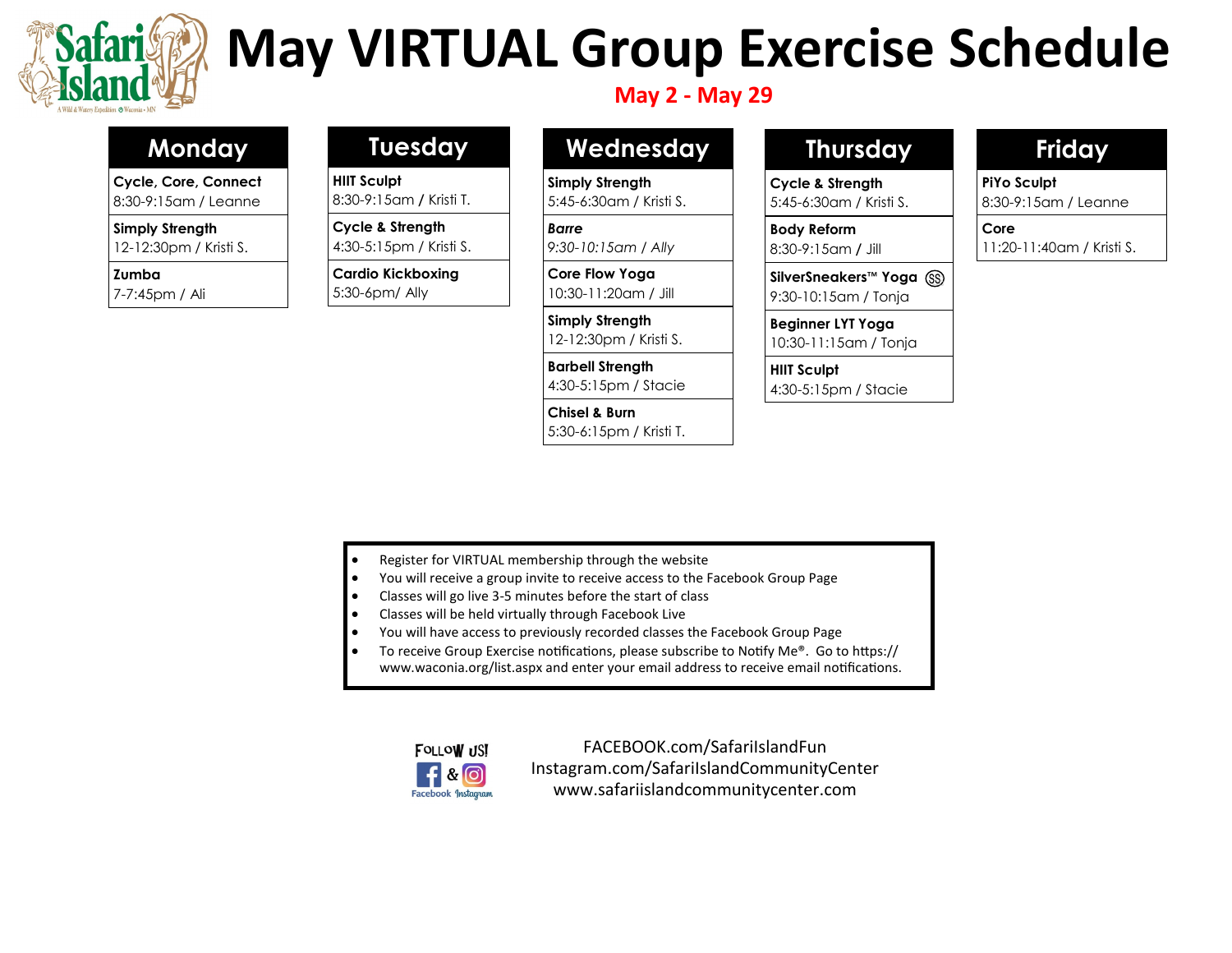# May VIRTUAL Group Exercise Schedule

**May 2 - May 29**

## Monday

**Cycle, Core, Connect**
8:30-9:15am / Leanne

**Simply Strength**
12-12:30pm / Kristi S.

**Zumba**
7-7:45pm / Ali

## Tuesday

**HIIT Sculpt**
8:30-9:15am / Kristi T.

**Cycle & Strength**
4:30-5:15pm / Kristi S.

**Cardio Kickboxing**
5:30-6pm/ Ally

## Wednesday

**Simply Strength**
5:45-6:30am / Kristi S.

***Barre***
*9:30-10:15am / Ally*

**Core Flow Yoga**
10:30-11:20am / Jill

**Simply Strength**
12-12:30pm / Kristi S.

**Barbell Strength**
4:30-5:15pm / Stacie

**Chisel & Burn**
5:30-6:15pm / Kristi T.

## Thursday

**Cycle & Strength**
5:45-6:30am / Kristi S.

**Body Reform**
8:30-9:15am / Jill

**SilverSneakers™ Yoga** (SS)
9:30-10:15am / Tonja

**Beginner LYT Yoga**
10:30-11:15am / Tonja

**HIIT Sculpt**
4:30-5:15pm / Stacie

## Friday

**PiYo Sculpt**
8:30-9:15am / Leanne

**Core**
11:20-11:40am / Kristi S.

---

- Register for VIRTUAL membership through the website
- You will receive a group invite to receive access to the Facebook Group Page
- Classes will go live 3-5 minutes before the start of class
- Classes will be held virtually through Facebook Live
- You will have access to previously recorded classes the Facebook Group Page
- To receive Group Exercise notifications, please subscribe to Notify Me®. Go to https://www.waconia.org/list.aspx and enter your email address to receive email notifications.

FOLLOW US! Facebook & Instagram

FACEBOOK.com/SafariIslandFun
Instagram.com/SafariIslandCommunityCenter
www.safariislandcommunitycenter.com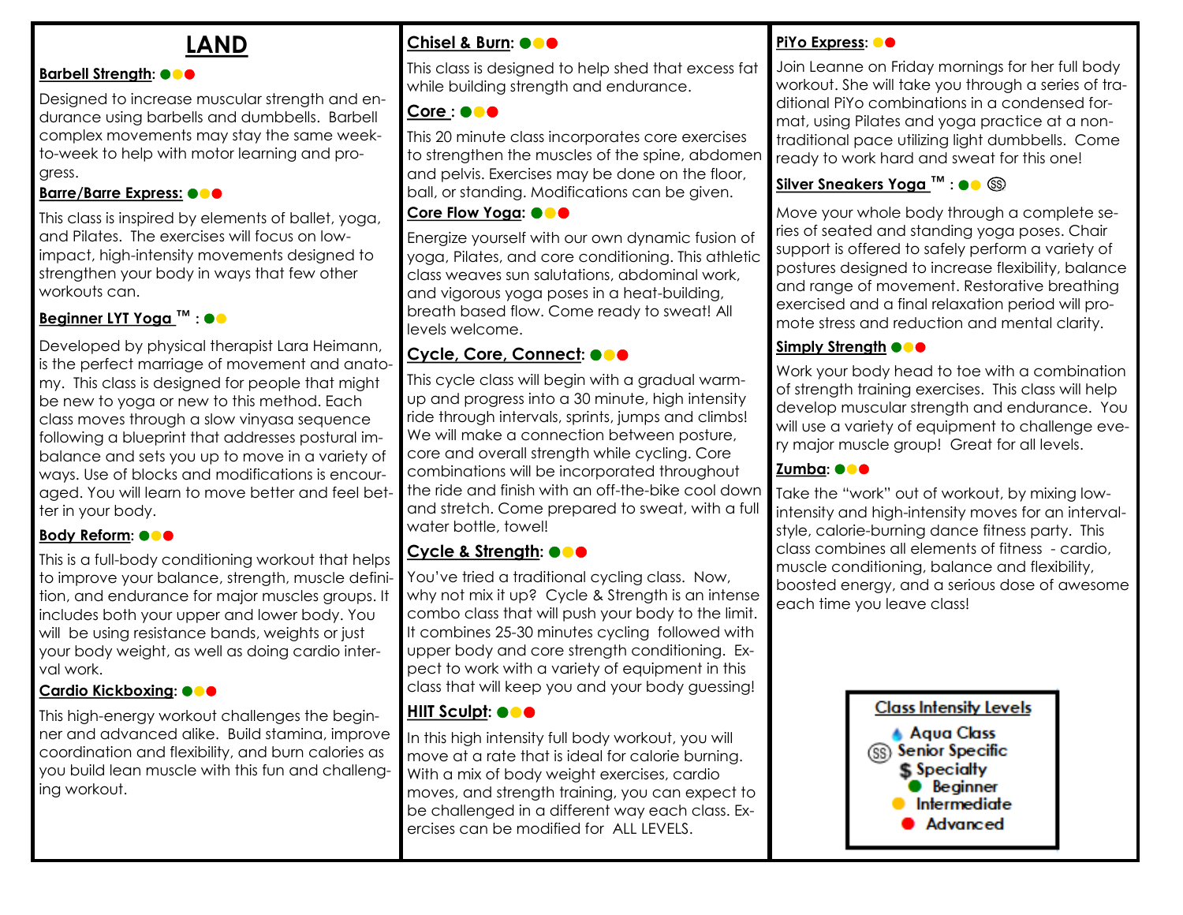# LAND

**Barbell Strength**: 🟢🟡🔴

Designed to increase muscular strength and endurance using barbells and dumbbells. Barbell complex movements may stay the same week-to-week to help with motor learning and progress.

**Barre/Barre Express:** 🟢🟡🔴

This class is inspired by elements of ballet, yoga, and Pilates. The exercises will focus on low-impact, high-intensity movements designed to strengthen your body in ways that few other workouts can.

**Beginner LYT Yoga ™** : 🟢🟡

Developed by physical therapist Lara Heimann, is the perfect marriage of movement and anatomy. This class is designed for people that might be new to yoga or new to this method. Each class moves through a slow vinyasa sequence following a blueprint that addresses postural imbalance and sets you up to move in a variety of ways. Use of blocks and modifications is encouraged. You will learn to move better and feel better in your body.

**Body Reform**: 🟢🟡🔴

This is a full-body conditioning workout that helps to improve your balance, strength, muscle definition, and endurance for major muscles groups. It includes both your upper and lower body. You will be using resistance bands, weights or just your body weight, as well as doing cardio interval work.

**Cardio Kickboxing**: 🟢🟡🔴

This high-energy workout challenges the beginner and advanced alike. Build stamina, improve coordination and flexibility, and burn calories as you build lean muscle with this fun and challenging workout.

**Chisel & Burn**: 🟢🟡🔴

This class is designed to help shed that excess fat while building strength and endurance.

**Core** : 🟢🟡🔴

This 20 minute class incorporates core exercises to strengthen the muscles of the spine, abdomen and pelvis. Exercises may be done on the floor, ball, or standing. Modifications can be given.

**Core Flow Yoga**: 🟢🟡🔴

Energize yourself with our own dynamic fusion of yoga, Pilates, and core conditioning. This athletic class weaves sun salutations, abdominal work, and vigorous yoga poses in a heat-building, breath based flow. Come ready to sweat! All levels welcome.

**Cycle, Core, Connect**: 🟢🟡🔴

This cycle class will begin with a gradual warm-up and progress into a 30 minute, high intensity ride through intervals, sprints, jumps and climbs! We will make a connection between posture, core and overall strength while cycling. Core combinations will be incorporated throughout the ride and finish with an off-the-bike cool down and stretch. Come prepared to sweat, with a full water bottle, towel!

**Cycle & Strength**: 🟢🟡🔴

You've tried a traditional cycling class. Now, why not mix it up? Cycle & Strength is an intense combo class that will push your body to the limit. It combines 25-30 minutes cycling followed with upper body and core strength conditioning. Expect to work with a variety of equipment in this class that will keep you and your body guessing!

**HIIT Sculpt**: 🟢🟡🔴

In this high intensity full body workout, you will move at a rate that is ideal for calorie burning. With a mix of body weight exercises, cardio moves, and strength training, you can expect to be challenged in a different way each class. Exercises can be modified for ALL LEVELS.

**PiYo Express**: 🟡🔴

Join Leanne on Friday mornings for her full body workout. She will take you through a series of traditional PiYo combinations in a condensed format, using Pilates and yoga practice at a non-traditional pace utilizing light dumbbells. Come ready to work hard and sweat for this one!

**Silver Sneakers Yoga ™** : 🟢🟡 (SS)

Move your whole body through a complete series of seated and standing yoga poses. Chair support is offered to safely perform a variety of postures designed to increase flexibility, balance and range of movement. Restorative breathing exercised and a final relaxation period will promote stress and reduction and mental clarity.

**Simply Strength** 🟢🟡🔴

Work your body head to toe with a combination of strength training exercises. This class will help develop muscular strength and endurance. You will use a variety of equipment to challenge every major muscle group! Great for all levels.

**Zumba**: 🟢🟡🔴

Take the "work" out of workout, by mixing low-intensity and high-intensity moves for an interval-style, calorie-burning dance fitness party. This class combines all elements of fitness - cardio, muscle conditioning, balance and flexibility, boosted energy, and a serious dose of awesome each time you leave class!

**Class Intensity Levels**

- 💧 Aqua Class
- (SS) Senior Specific
- $ Specialty
- 🟢 Beginner
- 🟡 Intermediate
- 🔴 Advanced